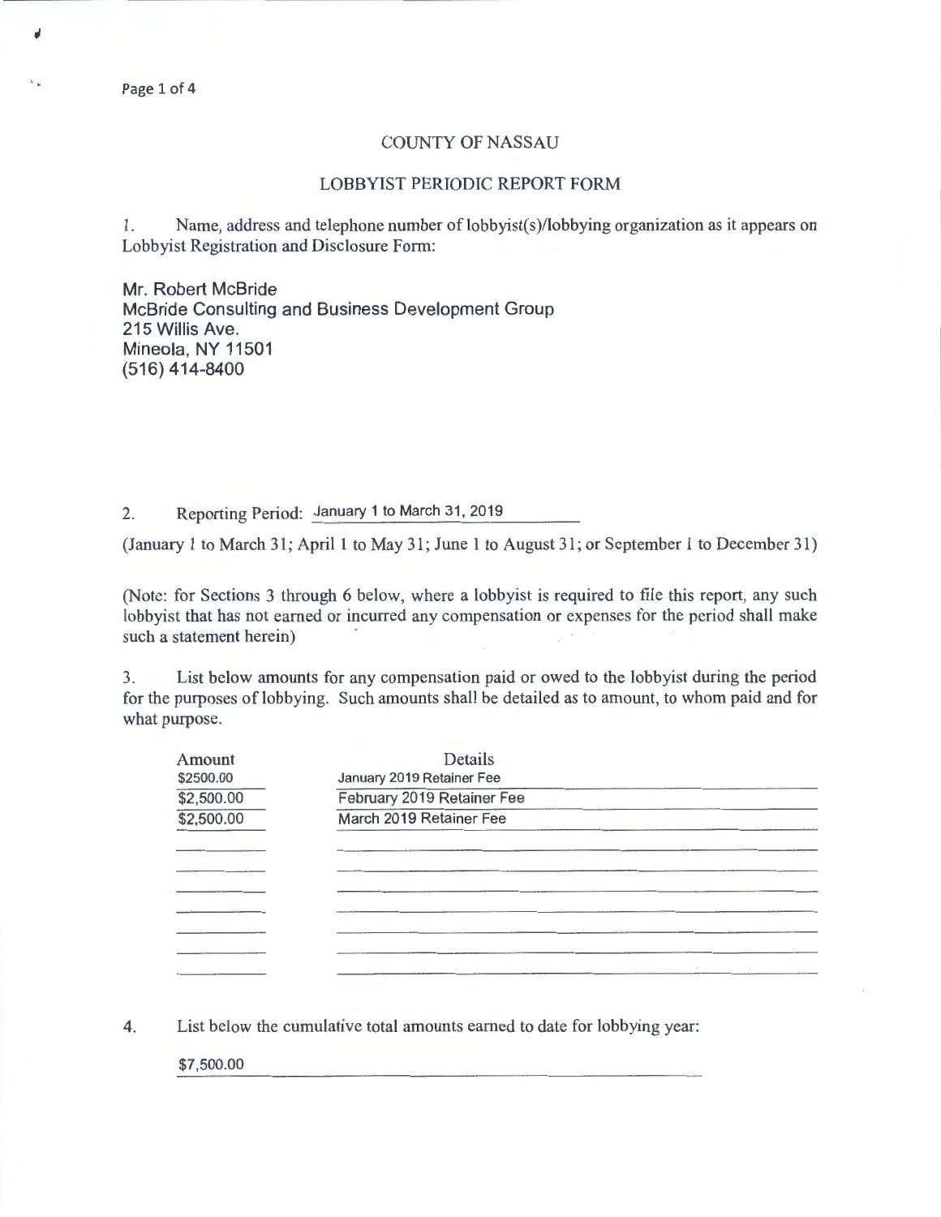# COUNTY OF NASSAU

## LOBBYIST PERIODIC REPORT FORM

1. Name, address and telephone number of lobbyist(s)/lobbying organization as it appears on Lobbyist Registration and Disclosure Form:

Mr. Robert McBride
McBride Consulting and Business Development Group
215 Willis Ave.
Mineola, NY 11501
(516) 414-8400

2. Reporting Period: January 1 to March 31, 2019

(January 1 to March 31; April 1 to May 31; June 1 to August 31; or September 1 to December 31)

(Note: for Sections 3 through 6 below, where a lobbyist is required to file this report, any such lobbyist that has not earned or incurred any compensation or expenses for the period shall make such a statement herein)

3. List below amounts for any compensation paid or owed to the lobbyist during the period for the purposes of lobbying. Such amounts shall be detailed as to amount, to whom paid and for what purpose.

| Amount | Details |
| --- | --- |
| $2500.00 | January 2019 Retainer Fee |
| $2,500.00 | February 2019 Retainer Fee |
| $2,500.00 | March 2019 Retainer Fee |

4. List below the cumulative total amounts earned to date for lobbying year:

$7,500.00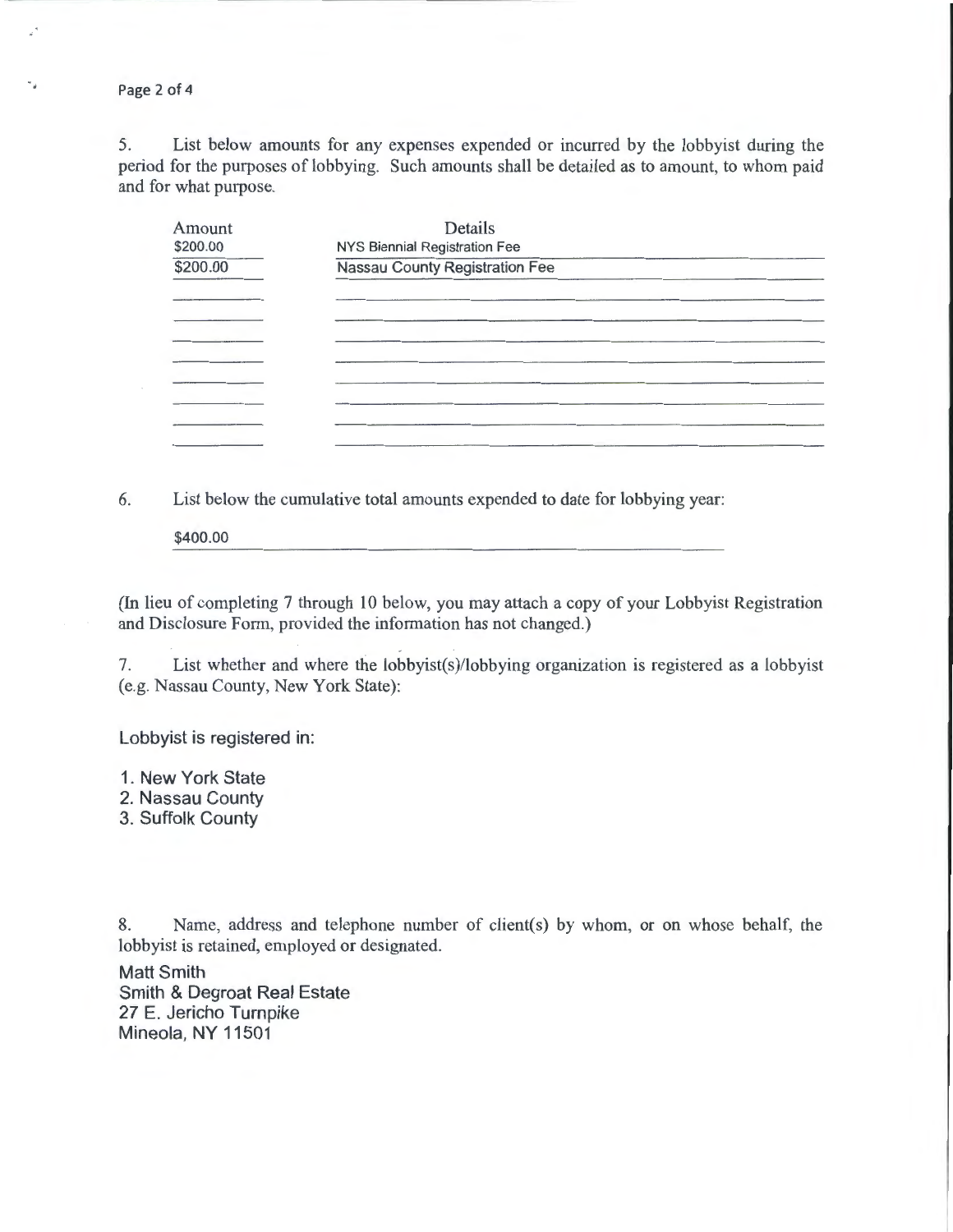5. List below amounts for any expenses expended or incurred by the lobbyist during the period for the purposes of lobbying. Such amounts shall be detailed as to amount, to whom paid and for what purpose.

| Amount | Details |
| --- | --- |
| $200.00 | NYS Biennial Registration Fee |
| $200.00 | Nassau County Registration Fee |

6. List below the cumulative total amounts expended to date for lobbying year:

$400.00

(In lieu of completing 7 through 10 below, you may attach a copy of your Lobbyist Registration and Disclosure Form, provided the information has not changed.)

7. List whether and where the lobbyist(s)/lobbying organization is registered as a lobbyist (e.g. Nassau County, New York State):

Lobbyist is registered in:

1. New York State
2. Nassau County
3. Suffolk County

8. Name, address and telephone number of client(s) by whom, or on whose behalf, the lobbyist is retained, employed or designated.

Matt Smith
Smith & Degroat Real Estate
27 E. Jericho Turnpike
Mineola, NY 11501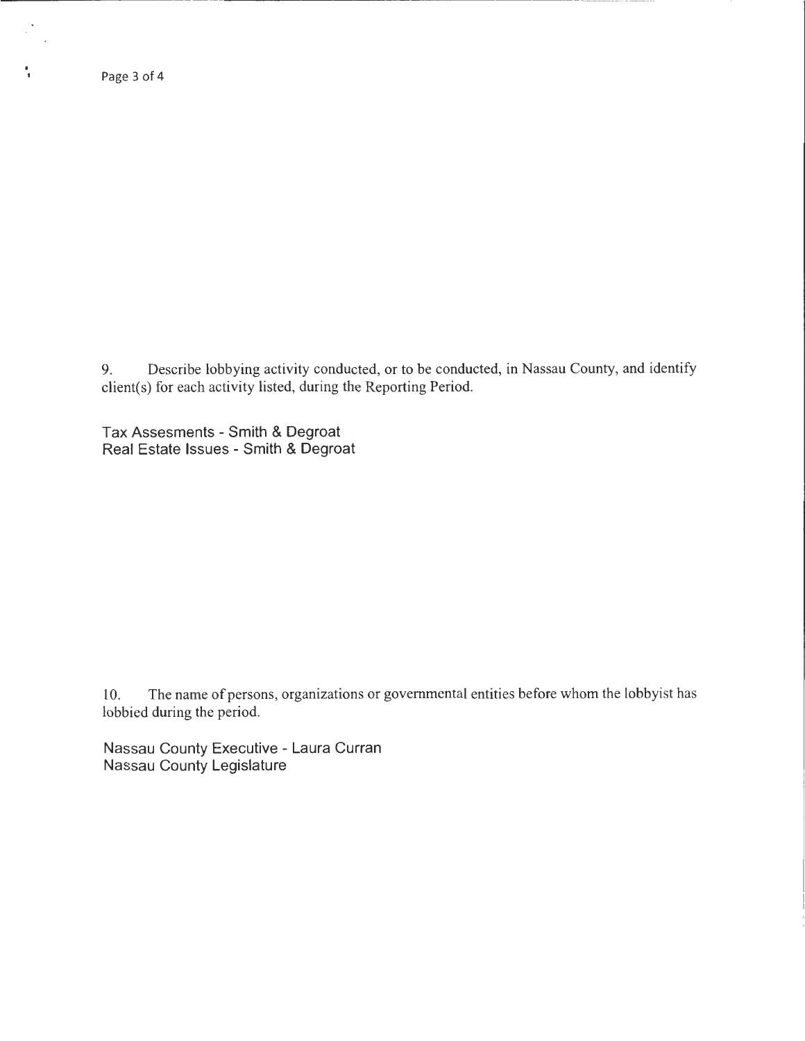9. Describe lobbying activity conducted, or to be conducted, in Nassau County, and identify client(s) for each activity listed, during the Reporting Period.

Tax Assesments - Smith & Degroat
Real Estate Issues - Smith & Degroat

10. The name of persons, organizations or governmental entities before whom the lobbyist has lobbied during the period.

Nassau County Executive - Laura Curran
Nassau County Legislature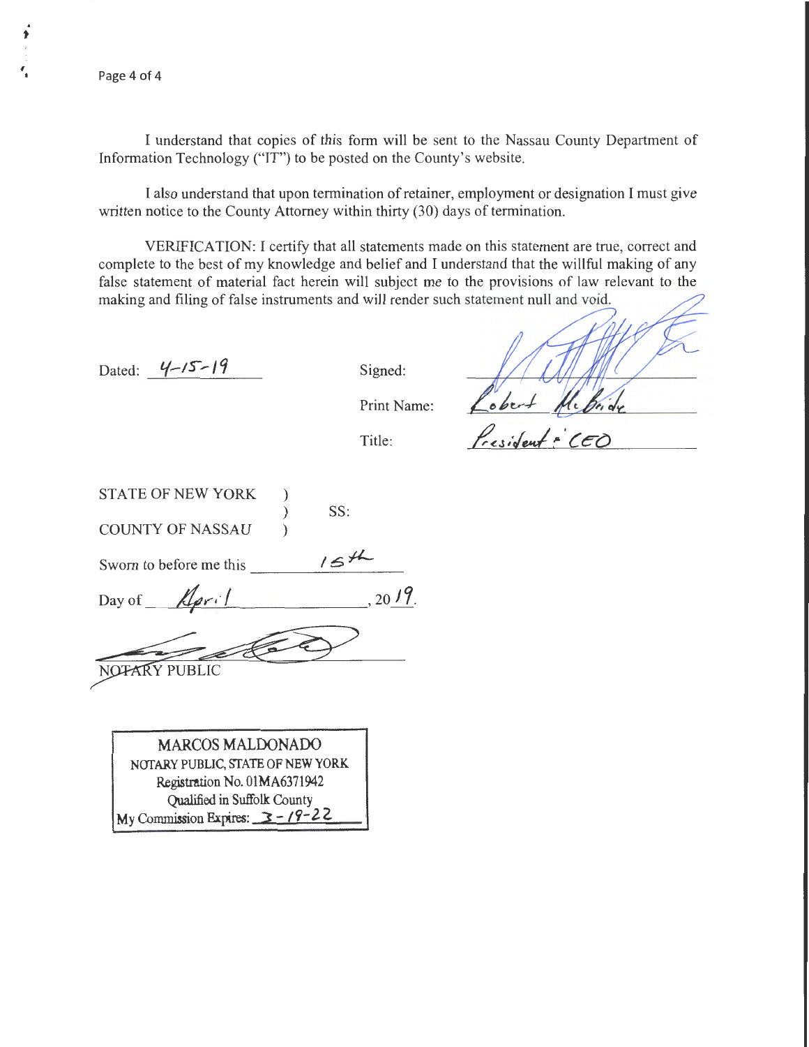I understand that copies of this form will be sent to the Nassau County Department of Information Technology ("IT") to be posted on the County's website.

I also understand that upon termination of retainer, employment or designation I must give written notice to the County Attorney within thirty (30) days of termination.

VERIFICATION: I certify that all statements made on this statement are true, correct and complete to the best of my knowledge and belief and I understand that the willful making of any false statement of material fact herein will subject me to the provisions of law relevant to the making and filing of false instruments and will render such statement null and void.

Dated: 4-15-19

Signed: ______________________

Print Name: Robert McBride

Title: President & CEO

STATE OF NEW YORK )
) SS:
COUNTY OF NASSAU )

Sworn to before me this 15th

Day of April, 2019.

______________________
NOTARY PUBLIC

MARCOS MALDONADO
NOTARY PUBLIC, STATE OF NEW YORK
Registration No. 01MA6371942
Qualified in Suffolk County
My Commission Expires: 3-19-22